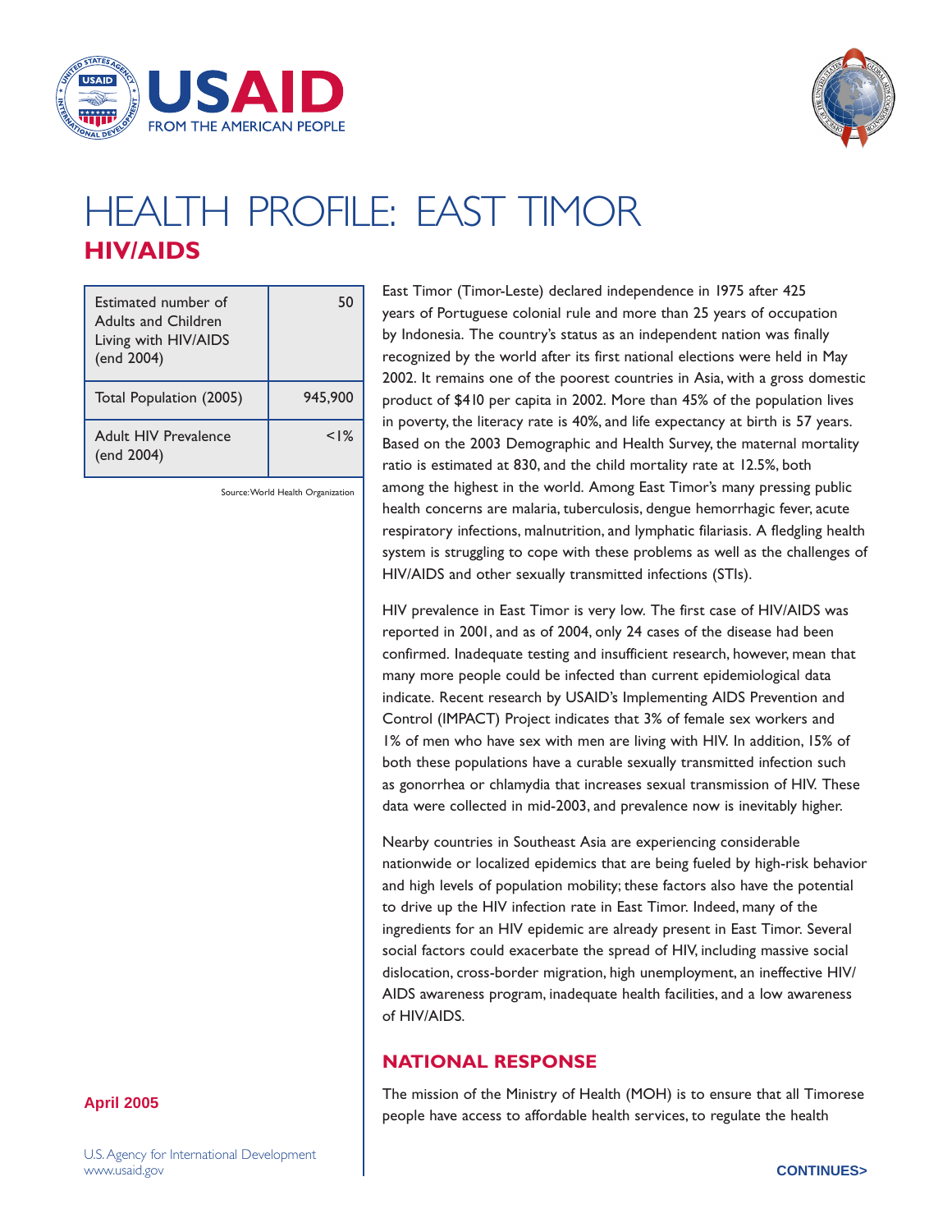# HEALTH PROFILE: EAST TIMOR

## HIV/AIDS

| | |
|---|---|
| Estimated number of Adults and Children Living with HIV/AIDS (end 2004) | 50 |
| Total Population (2005) | 945,900 |
| Adult HIV Prevalence (end 2004) | <1% |

Source: World Health Organization

April 2005

East Timor (Timor-Leste) declared independence in 1975 after 425 years of Portuguese colonial rule and more than 25 years of occupation by Indonesia. The country's status as an independent nation was finally recognized by the world after its first national elections were held in May 2002. It remains one of the poorest countries in Asia, with a gross domestic product of $410 per capita in 2002. More than 45% of the population lives in poverty, the literacy rate is 40%, and life expectancy at birth is 57 years. Based on the 2003 Demographic and Health Survey, the maternal mortality ratio is estimated at 830, and the child mortality rate at 12.5%, both among the highest in the world. Among East Timor's many pressing public health concerns are malaria, tuberculosis, dengue hemorrhagic fever, acute respiratory infections, malnutrition, and lymphatic filariasis. A fledgling health system is struggling to cope with these problems as well as the challenges of HIV/AIDS and other sexually transmitted infections (STIs).

HIV prevalence in East Timor is very low. The first case of HIV/AIDS was reported in 2001, and as of 2004, only 24 cases of the disease had been confirmed. Inadequate testing and insufficient research, however, mean that many more people could be infected than current epidemiological data indicate. Recent research by USAID's Implementing AIDS Prevention and Control (IMPACT) Project indicates that 3% of female sex workers and 1% of men who have sex with men are living with HIV. In addition, 15% of both these populations have a curable sexually transmitted infection such as gonorrhea or chlamydia that increases sexual transmission of HIV. These data were collected in mid-2003, and prevalence now is inevitably higher.

Nearby countries in Southeast Asia are experiencing considerable nationwide or localized epidemics that are being fueled by high-risk behavior and high levels of population mobility; these factors also have the potential to drive up the HIV infection rate in East Timor. Indeed, many of the ingredients for an HIV epidemic are already present in East Timor. Several social factors could exacerbate the spread of HIV, including massive social dislocation, cross-border migration, high unemployment, an ineffective HIV/AIDS awareness program, inadequate health facilities, and a low awareness of HIV/AIDS.

## NATIONAL RESPONSE

The mission of the Ministry of Health (MOH) is to ensure that all Timorese people have access to affordable health services, to regulate the health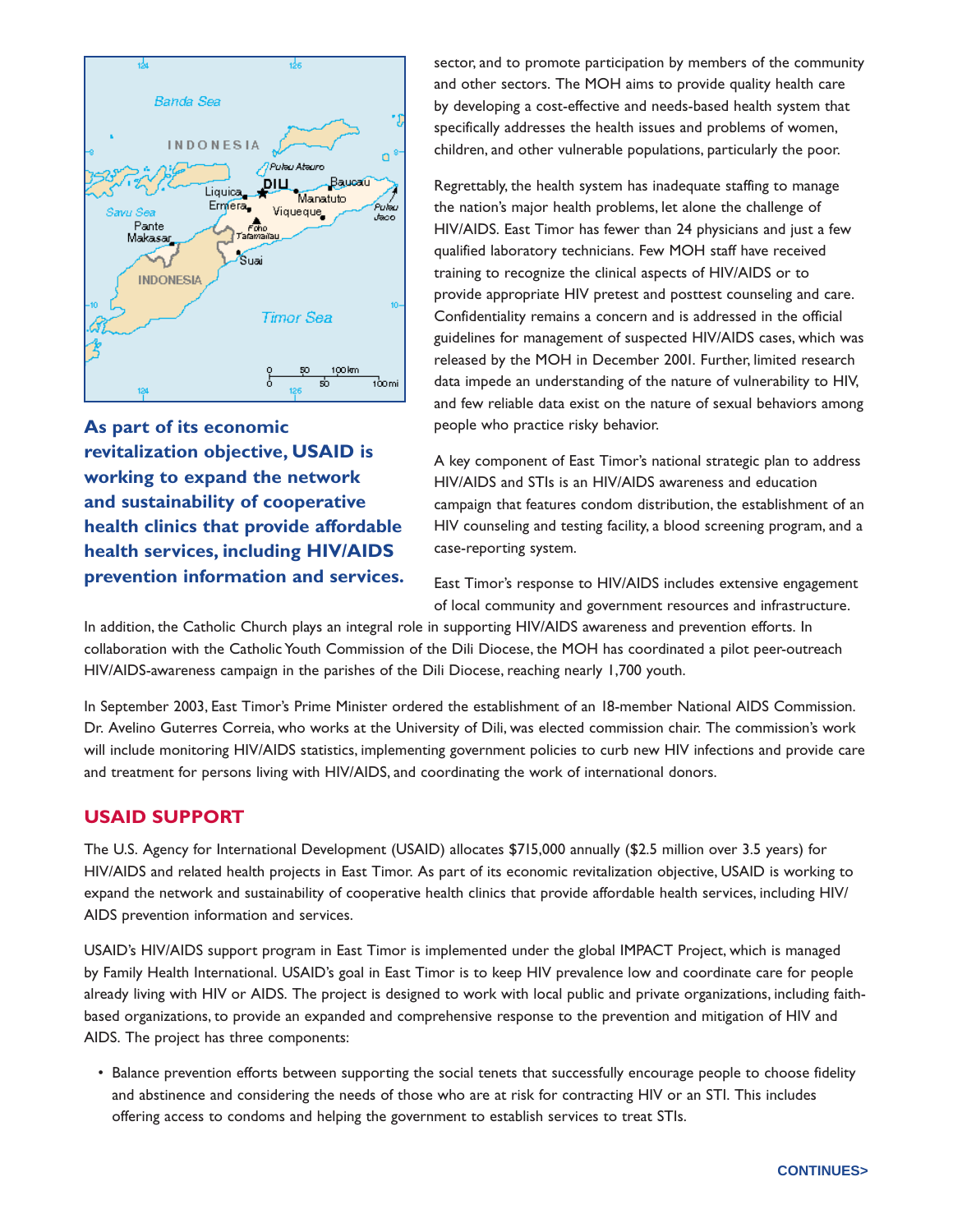sector, and to promote participation by members of the community and other sectors. The MOH aims to provide quality health care by developing a cost-effective and needs-based health system that specifically addresses the health issues and problems of women, children, and other vulnerable populations, particularly the poor.

Regrettably, the health system has inadequate staffing to manage the nation's major health problems, let alone the challenge of HIV/AIDS. East Timor has fewer than 24 physicians and just a few qualified laboratory technicians. Few MOH staff have received training to recognize the clinical aspects of HIV/AIDS or to provide appropriate HIV pretest and posttest counseling and care. Confidentiality remains a concern and is addressed in the official guidelines for management of suspected HIV/AIDS cases, which was released by the MOH in December 2001. Further, limited research data impede an understanding of the nature of vulnerability to HIV, and few reliable data exist on the nature of sexual behaviors among people who practice risky behavior.

A key component of East Timor's national strategic plan to address HIV/AIDS and STIs is an HIV/AIDS awareness and education campaign that features condom distribution, the establishment of an HIV counseling and testing facility, a blood screening program, and a case-reporting system.

East Timor's response to HIV/AIDS includes extensive engagement of local community and government resources and infrastructure. In addition, the Catholic Church plays an integral role in supporting HIV/AIDS awareness and prevention efforts. In collaboration with the Catholic Youth Commission of the Dili Diocese, the MOH has coordinated a pilot peer-outreach HIV/AIDS-awareness campaign in the parishes of the Dili Diocese, reaching nearly 1,700 youth.

In September 2003, East Timor's Prime Minister ordered the establishment of an 18-member National AIDS Commission. Dr. Avelino Guterres Correia, who works at the University of Dili, was elected commission chair. The commission's work will include monitoring HIV/AIDS statistics, implementing government policies to curb new HIV infections and provide care and treatment for persons living with HIV/AIDS, and coordinating the work of international donors.

**As part of its economic revitalization objective, USAID is working to expand the network and sustainability of cooperative health clinics that provide affordable health services, including HIV/AIDS prevention information and services.**

## USAID SUPPORT

The U.S. Agency for International Development (USAID) allocates $715,000 annually ($2.5 million over 3.5 years) for HIV/AIDS and related health projects in East Timor. As part of its economic revitalization objective, USAID is working to expand the network and sustainability of cooperative health clinics that provide affordable health services, including HIV/AIDS prevention information and services.

USAID's HIV/AIDS support program in East Timor is implemented under the global IMPACT Project, which is managed by Family Health International. USAID's goal in East Timor is to keep HIV prevalence low and coordinate care for people already living with HIV or AIDS. The project is designed to work with local public and private organizations, including faith-based organizations, to provide an expanded and comprehensive response to the prevention and mitigation of HIV and AIDS. The project has three components:

- Balance prevention efforts between supporting the social tenets that successfully encourage people to choose fidelity and abstinence and considering the needs of those who are at risk for contracting HIV or an STI. This includes offering access to condoms and helping the government to establish services to treat STIs.

CONTINUES>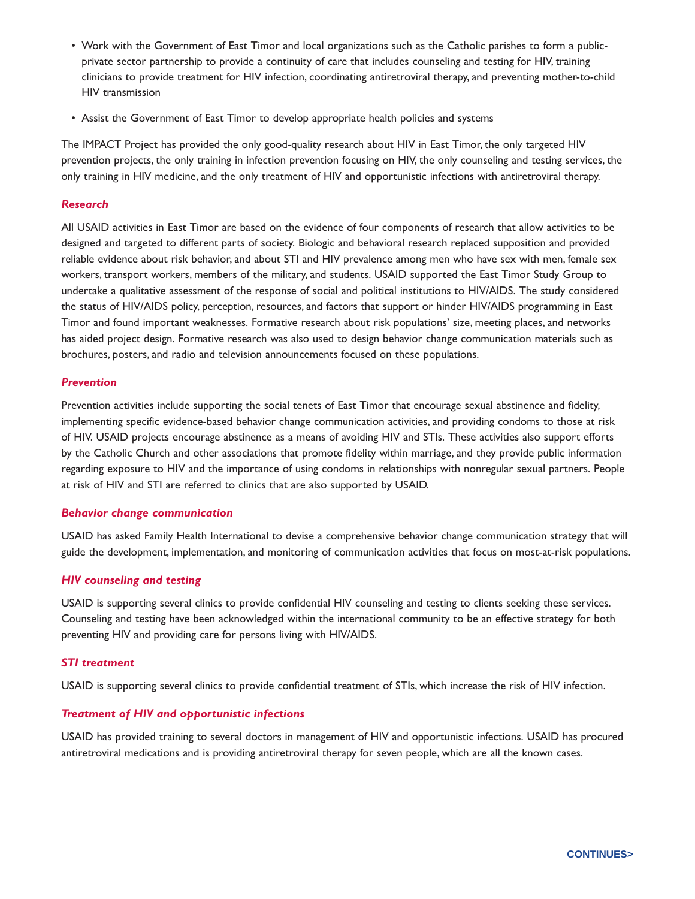- Work with the Government of East Timor and local organizations such as the Catholic parishes to form a public-private sector partnership to provide a continuity of care that includes counseling and testing for HIV, training clinicians to provide treatment for HIV infection, coordinating antiretroviral therapy, and preventing mother-to-child HIV transmission
- Assist the Government of East Timor to develop appropriate health policies and systems

The IMPACT Project has provided the only good-quality research about HIV in East Timor, the only targeted HIV prevention projects, the only training in infection prevention focusing on HIV, the only counseling and testing services, the only training in HIV medicine, and the only treatment of HIV and opportunistic infections with antiretroviral therapy.

### *Research*

All USAID activities in East Timor are based on the evidence of four components of research that allow activities to be designed and targeted to different parts of society. Biologic and behavioral research replaced supposition and provided reliable evidence about risk behavior, and about STI and HIV prevalence among men who have sex with men, female sex workers, transport workers, members of the military, and students. USAID supported the East Timor Study Group to undertake a qualitative assessment of the response of social and political institutions to HIV/AIDS. The study considered the status of HIV/AIDS policy, perception, resources, and factors that support or hinder HIV/AIDS programming in East Timor and found important weaknesses. Formative research about risk populations' size, meeting places, and networks has aided project design. Formative research was also used to design behavior change communication materials such as brochures, posters, and radio and television announcements focused on these populations.

### *Prevention*

Prevention activities include supporting the social tenets of East Timor that encourage sexual abstinence and fidelity, implementing specific evidence-based behavior change communication activities, and providing condoms to those at risk of HIV. USAID projects encourage abstinence as a means of avoiding HIV and STIs. These activities also support efforts by the Catholic Church and other associations that promote fidelity within marriage, and they provide public information regarding exposure to HIV and the importance of using condoms in relationships with nonregular sexual partners. People at risk of HIV and STI are referred to clinics that are also supported by USAID.

### *Behavior change communication*

USAID has asked Family Health International to devise a comprehensive behavior change communication strategy that will guide the development, implementation, and monitoring of communication activities that focus on most-at-risk populations.

### *HIV counseling and testing*

USAID is supporting several clinics to provide confidential HIV counseling and testing to clients seeking these services. Counseling and testing have been acknowledged within the international community to be an effective strategy for both preventing HIV and providing care for persons living with HIV/AIDS.

### *STI treatment*

USAID is supporting several clinics to provide confidential treatment of STIs, which increase the risk of HIV infection.

### *Treatment of HIV and opportunistic infections*

USAID has provided training to several doctors in management of HIV and opportunistic infections. USAID has procured antiretroviral medications and is providing antiretroviral therapy for seven people, which are all the known cases.

**CONTINUES>**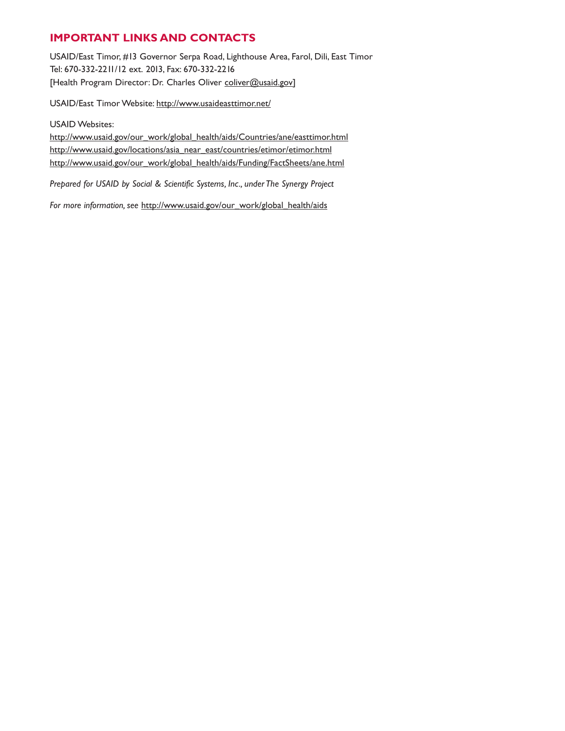## IMPORTANT LINKS AND CONTACTS

USAID/East Timor, #13 Governor Serpa Road, Lighthouse Area, Farol, Dili, East Timor
Tel: 670-332-2211/12 ext. 2013, Fax: 670-332-2216
[Health Program Director: Dr. Charles Oliver coliver@usaid.gov]

USAID/East Timor Website: http://www.usaideasttimor.net/

USAID Websites:
http://www.usaid.gov/our_work/global_health/aids/Countries/ane/easttimor.html
http://www.usaid.gov/locations/asia_near_east/countries/etimor/etimor.html
http://www.usaid.gov/our_work/global_health/aids/Funding/FactSheets/ane.html

*Prepared for USAID by Social & Scientific Systems, Inc., under The Synergy Project*

*For more information, see* http://www.usaid.gov/our_work/global_health/aids